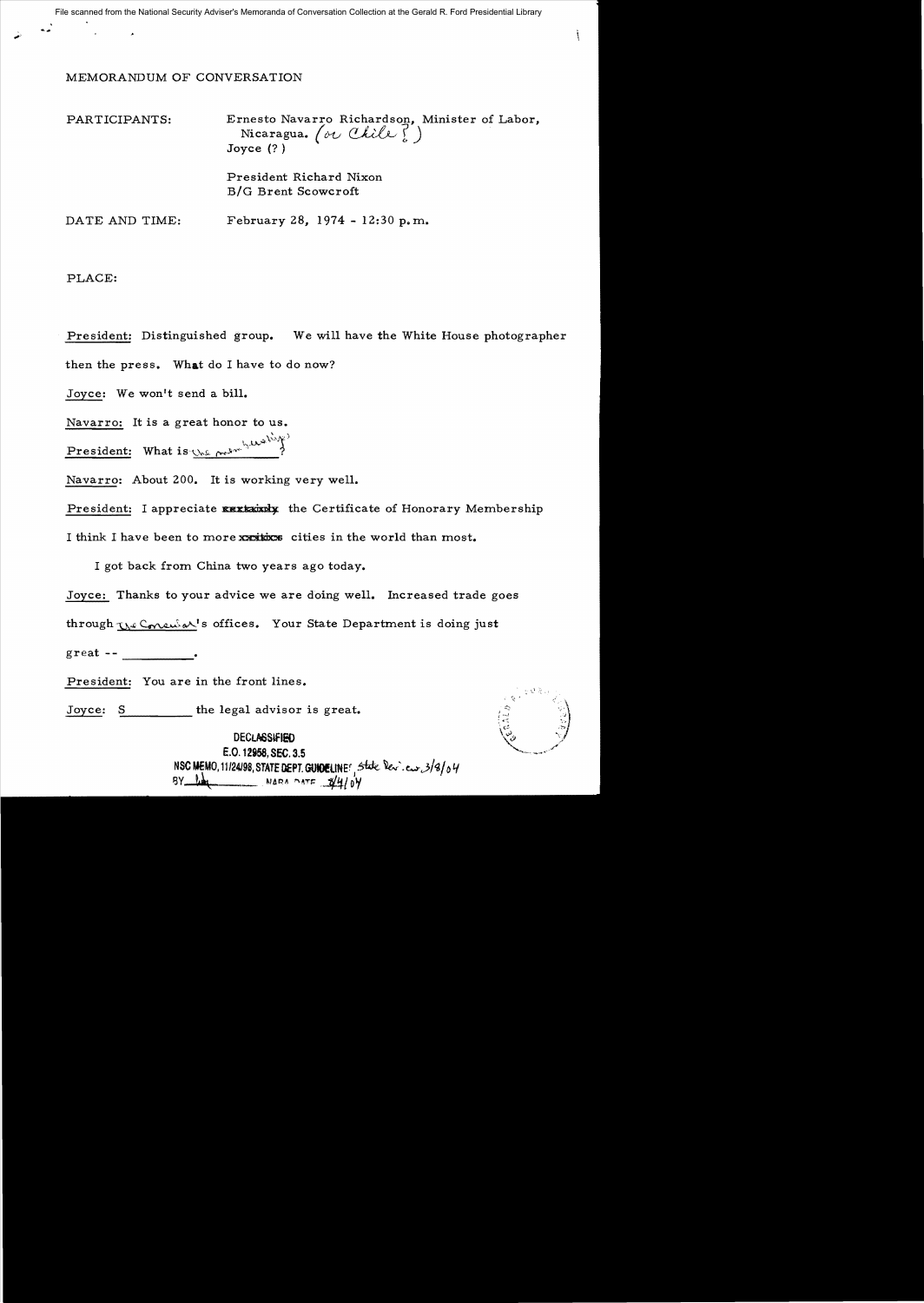# MEMORANDUM OF CONVERSATION

PARTICIPANTS: Ernesto Navarro Richardson, Minister of Labor, Nicaragua. (or Chile?)
Joyce (?)

President Richard Nixon
B/G Brent Scowcroft

DATE AND TIME: February 28, 1974 - 12:30 p.m.

PLACE:

President: Distinguished group. We will have the White House photographer then the press. What do I have to do now?

Joyce: We won't send a bill.

Navarro: It is a great honor to us.

President: What is the membership?

Navarro: About 200. It is working very well.

President: I appreciate ~~certainly~~ the Certificate of Honorary Membership I think I have been to more ~~cities~~ cities in the world than most.

I got back from China two years ago today.

Joyce: Thanks to your advice we are doing well. Increased trade goes through the Consular's offices. Your State Department is doing just great -- \_\_\_\_\_\_\_\_\_\_.

President: You are in the front lines.

Joyce: S\_\_\_\_\_\_\_\_\_ the legal advisor is great.

DECLASSIFIED
E.O. 12958, SEC. 3.5
NSC MEMO, 11/24/98, STATE DEPT. GUIDELINES, State Rev. ew 3/8/04
BY [initials] NARA DATE 3/4/04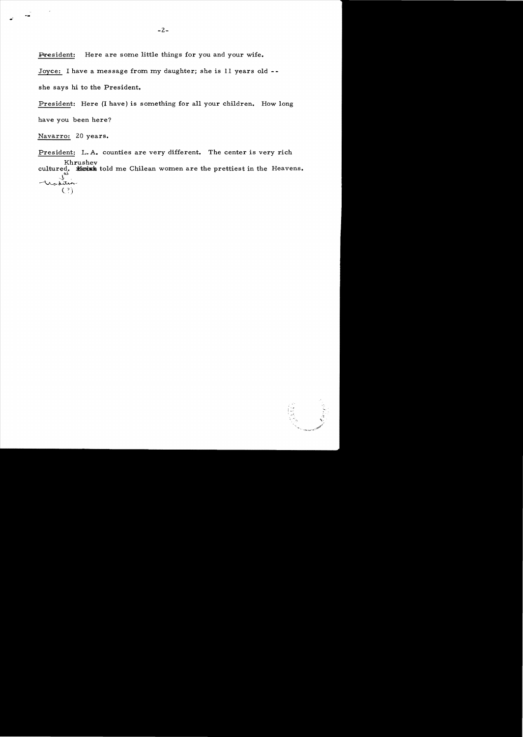President: Here are some little things for you and your wife.

Joyce: I have a message from my daughter; she is 11 years old -- she says hi to the President.

President: Here (I have) is something for all your children. How long have you been here?

Navarro: 20 years.

President: L.A. counties are very different. The center is very rich cultured. Khrushev told me Chilean women are the prettiest in the Heavens.

(?)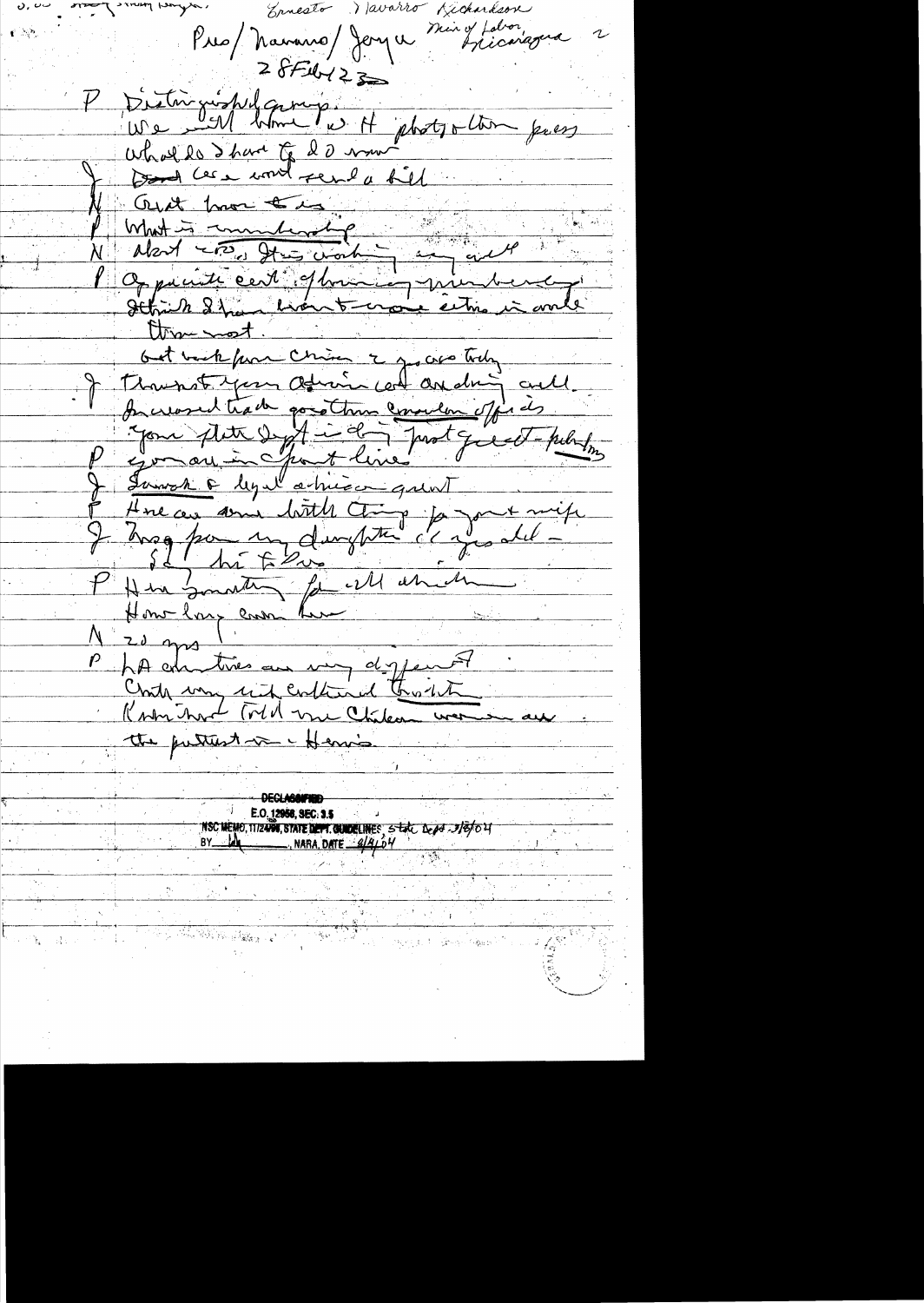Ernesto Navarro Richardson
Pres/Navarro/Jorge Min of Labor, Nicaragua 2

28 Feb 1 2:30

P Distinguished group.
We will have a H photo ∅ then press
What do I have to do now
J Good here [?] send a bill
N Great honor to us
P What is membership
N About 400, It is working very well
P Approximately cent of training membership
I think I have heard more extra in order them next.
Got back from China 2 years today
J Throughout your Admin cost are doing well.
Increased trade go-through Commerce officials
Your State Dept is doing good great - helping
P you all in front line
J I would be legal advice guest
P Here are some little things for your wife
J Msg from my daughter - I'm glad -
$ 1 hi 2 [?]
P Has something for all about
How long come here
N 20 yrs
P LA countries are very different
Chile very rich cultured [?]
[?] told me Chilean women are the prettiest in - Hemis.

DECLASSIFIED
E.O. 12958, SEC. 3.5
NSC MEMO, 11/24/98, STATE DEPT. GUIDELINES, State Dept 3/8/04
BY [?], NARA, DATE 4/8/04